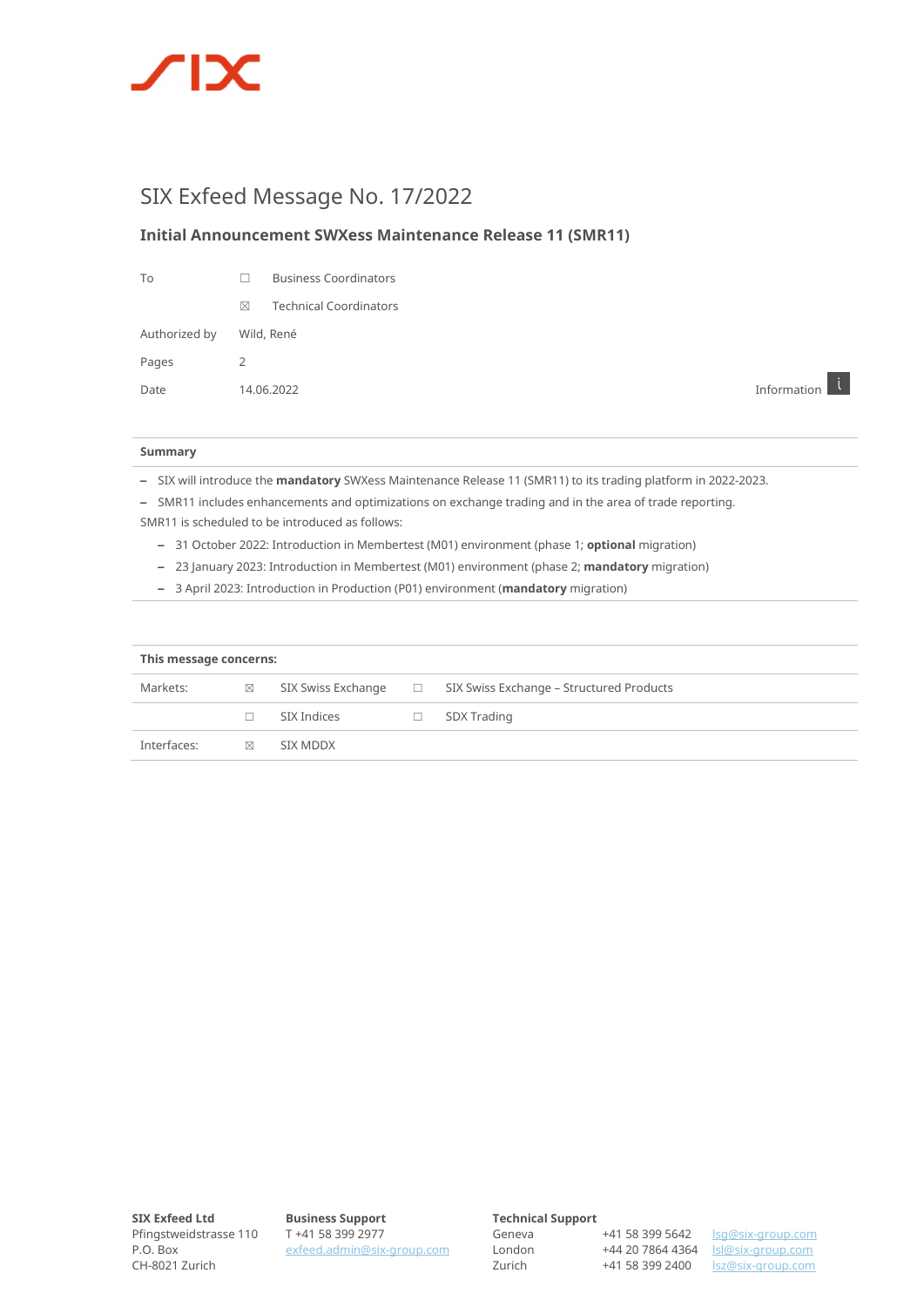# SIX Exfeed Message No. 17/2022

## Initial Announcement SWXess Maintenance Release 11 (SMR11)

| | | |
|---|---|---|
| To | ☐ | Business Coordinators |
| | ☒ | Technical Coordinators |
| Authorized by | Wild, René | |
| Pages | 2 | |
| Date | 14.06.2022 | |

Information

**Summary**

- SIX will introduce the **mandatory** SWXess Maintenance Release 11 (SMR11) to its trading platform in 2022-2023.
- SMR11 includes enhancements and optimizations on exchange trading and in the area of trade reporting.

SMR11 is scheduled to be introduced as follows:

- 31 October 2022: Introduction in Membertest (M01) environment (phase 1; **optional** migration)
- 23 January 2023: Introduction in Membertest (M01) environment (phase 2; **mandatory** migration)
- 3 April 2023: Introduction in Production (P01) environment (**mandatory** migration)

**This message concerns:**

| | | | | |
|---|---|---|---|---|
| Markets: | ☒ | SIX Swiss Exchange | ☐ | SIX Swiss Exchange – Structured Products |
| | ☐ | SIX Indices | ☐ | SDX Trading |
| Interfaces: | ☒ | SIX MDDX | | |

**SIX Exfeed Ltd**
Pfingstweidstrasse 110
P.O. Box
CH-8021 Zurich

**Business Support**
T +41 58 399 2977
exfeed.admin@six-group.com

**Technical Support**

| | | |
|---|---|---|
| Geneva | +41 58 399 5642 | lsg@six-group.com |
| London | +44 20 7864 4364 | lsl@six-group.com |
| Zurich | +41 58 399 2400 | lsz@six-group.com |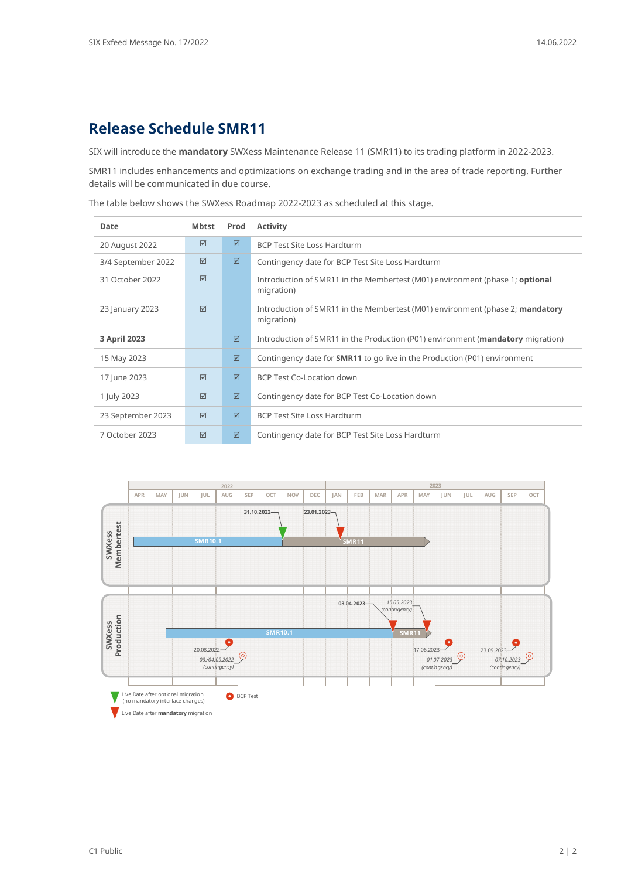# Release Schedule SMR11

SIX will introduce the **mandatory** SWXess Maintenance Release 11 (SMR11) to its trading platform in 2022-2023.

SMR11 includes enhancements and optimizations on exchange trading and in the area of trade reporting. Further details will be communicated in due course.

The table below shows the SWXess Roadmap 2022-2023 as scheduled at this stage.

| Date | Mbtst | Prod | Activity |
|---|---|---|---|
| 20 August 2022 | ☑ | ☑ | BCP Test Site Loss Hardturm |
| 3/4 September 2022 | ☑ | ☑ | Contingency date for BCP Test Site Loss Hardturm |
| 31 October 2022 | ☑ | | Introduction of SMR11 in the Membertest (M01) environment (phase 1; **optional** migration) |
| 23 January 2023 | ☑ | | Introduction of SMR11 in the Membertest (M01) environment (phase 2; **mandatory** migration) |
| **3 April 2023** | | ☑ | Introduction of SMR11 in the Production (P01) environment (**mandatory** migration) |
| 15 May 2023 | | ☑ | Contingency date for **SMR11** to go live in the Production (P01) environment |
| 17 June 2023 | ☑ | ☑ | BCP Test Co-Location down |
| 1 July 2023 | ☑ | ☑ | Contingency date for BCP Test Co-Location down |
| 23 September 2023 | ☑ | ☑ | BCP Test Site Loss Hardturm |
| 7 October 2023 | ☑ | ☑ | Contingency date for BCP Test Site Loss Hardturm |

2022
APR MAY JUN JUL AUG SEP OCT NOV DEC
2023
JAN FEB MAR APR MAY JUN JUL AUG SEP OCT

SWXess Membertest
31.10.2022
23.01.2023
SMR10.1
SMR11

SWXess Production
03.04.2023
15.05.2023 (contingency)
SMR10.1
SMR11
20.08.2022
03./04.09.2022 (contingency)
17.06.2023
01.07.2023 (contingency)
23.09.2023
07.10.2023 (contingency)

Live Date after optional migration (no mandatory interface changes)
Live Date after **mandatory** migration
BCP Test